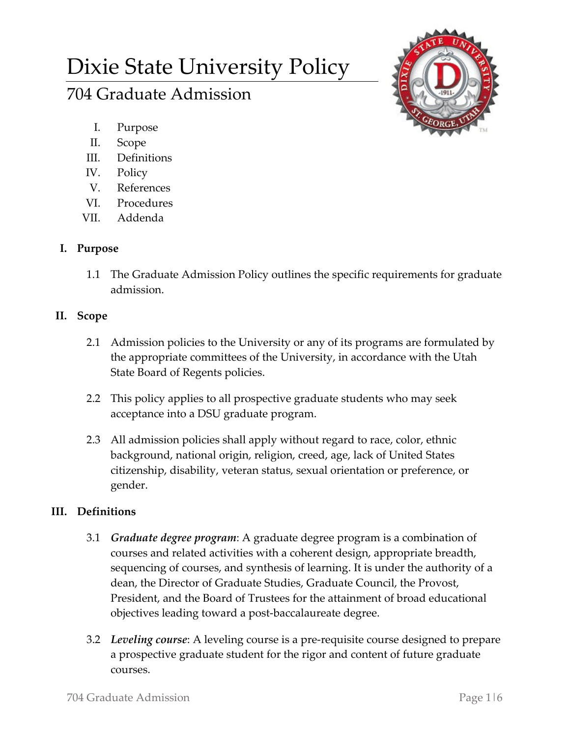# Dixie State University Policy

## 704 Graduate Admission

I. Purpose
II. Scope
III. Definitions
IV. Policy
V. References
VI. Procedures
VII. Addenda

### I. Purpose

1.1 The Graduate Admission Policy outlines the specific requirements for graduate admission.

### II. Scope

2.1 Admission policies to the University or any of its programs are formulated by the appropriate committees of the University, in accordance with the Utah State Board of Regents policies.

2.2 This policy applies to all prospective graduate students who may seek acceptance into a DSU graduate program.

2.3 All admission policies shall apply without regard to race, color, ethnic background, national origin, religion, creed, age, lack of United States citizenship, disability, veteran status, sexual orientation or preference, or gender.

### III. Definitions

3.1 ***Graduate degree program***: A graduate degree program is a combination of courses and related activities with a coherent design, appropriate breadth, sequencing of courses, and synthesis of learning. It is under the authority of a dean, the Director of Graduate Studies, Graduate Council, the Provost, President, and the Board of Trustees for the attainment of broad educational objectives leading toward a post-baccalaureate degree.

3.2 ***Leveling course***: A leveling course is a pre-requisite course designed to prepare a prospective graduate student for the rigor and content of future graduate courses.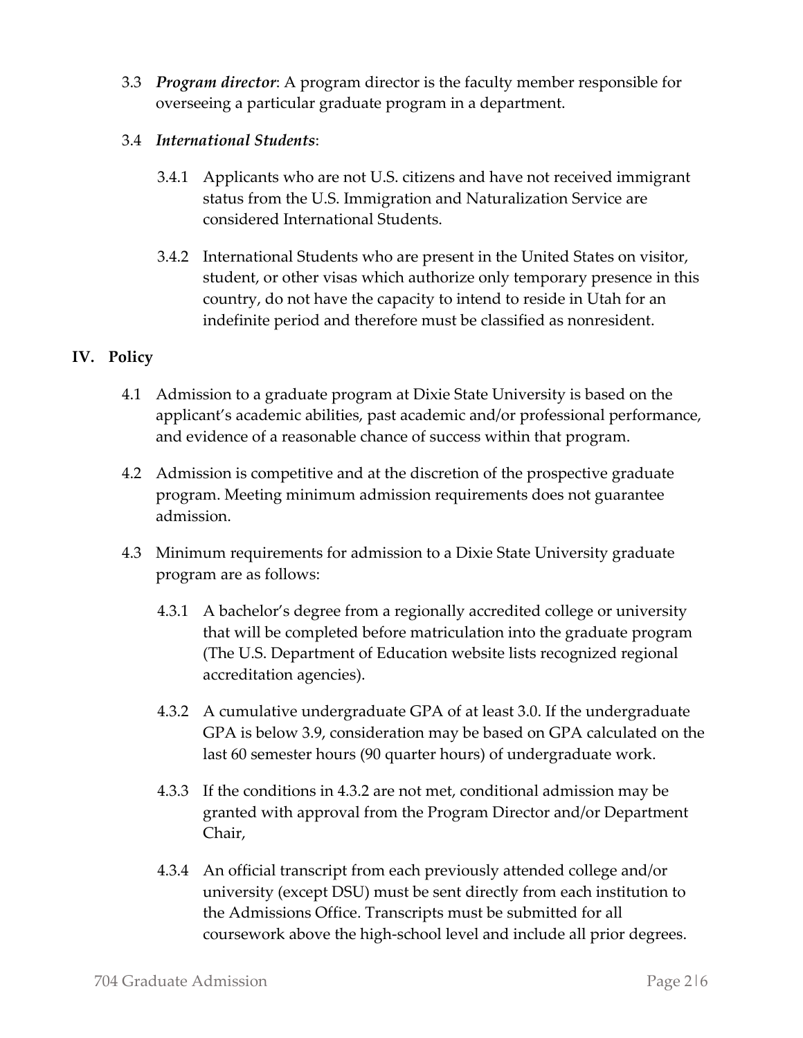3.3 ***Program director***: A program director is the faculty member responsible for overseeing a particular graduate program in a department.

3.4 ***International Students***:

3.4.1 Applicants who are not U.S. citizens and have not received immigrant status from the U.S. Immigration and Naturalization Service are considered International Students.

3.4.2 International Students who are present in the United States on visitor, student, or other visas which authorize only temporary presence in this country, do not have the capacity to intend to reside in Utah for an indefinite period and therefore must be classified as nonresident.

## IV. Policy

4.1 Admission to a graduate program at Dixie State University is based on the applicant's academic abilities, past academic and/or professional performance, and evidence of a reasonable chance of success within that program.

4.2 Admission is competitive and at the discretion of the prospective graduate program. Meeting minimum admission requirements does not guarantee admission.

4.3 Minimum requirements for admission to a Dixie State University graduate program are as follows:

4.3.1 A bachelor's degree from a regionally accredited college or university that will be completed before matriculation into the graduate program (The U.S. Department of Education website lists recognized regional accreditation agencies).

4.3.2 A cumulative undergraduate GPA of at least 3.0. If the undergraduate GPA is below 3.9, consideration may be based on GPA calculated on the last 60 semester hours (90 quarter hours) of undergraduate work.

4.3.3 If the conditions in 4.3.2 are not met, conditional admission may be granted with approval from the Program Director and/or Department Chair,

4.3.4 An official transcript from each previously attended college and/or university (except DSU) must be sent directly from each institution to the Admissions Office. Transcripts must be submitted for all coursework above the high-school level and include all prior degrees.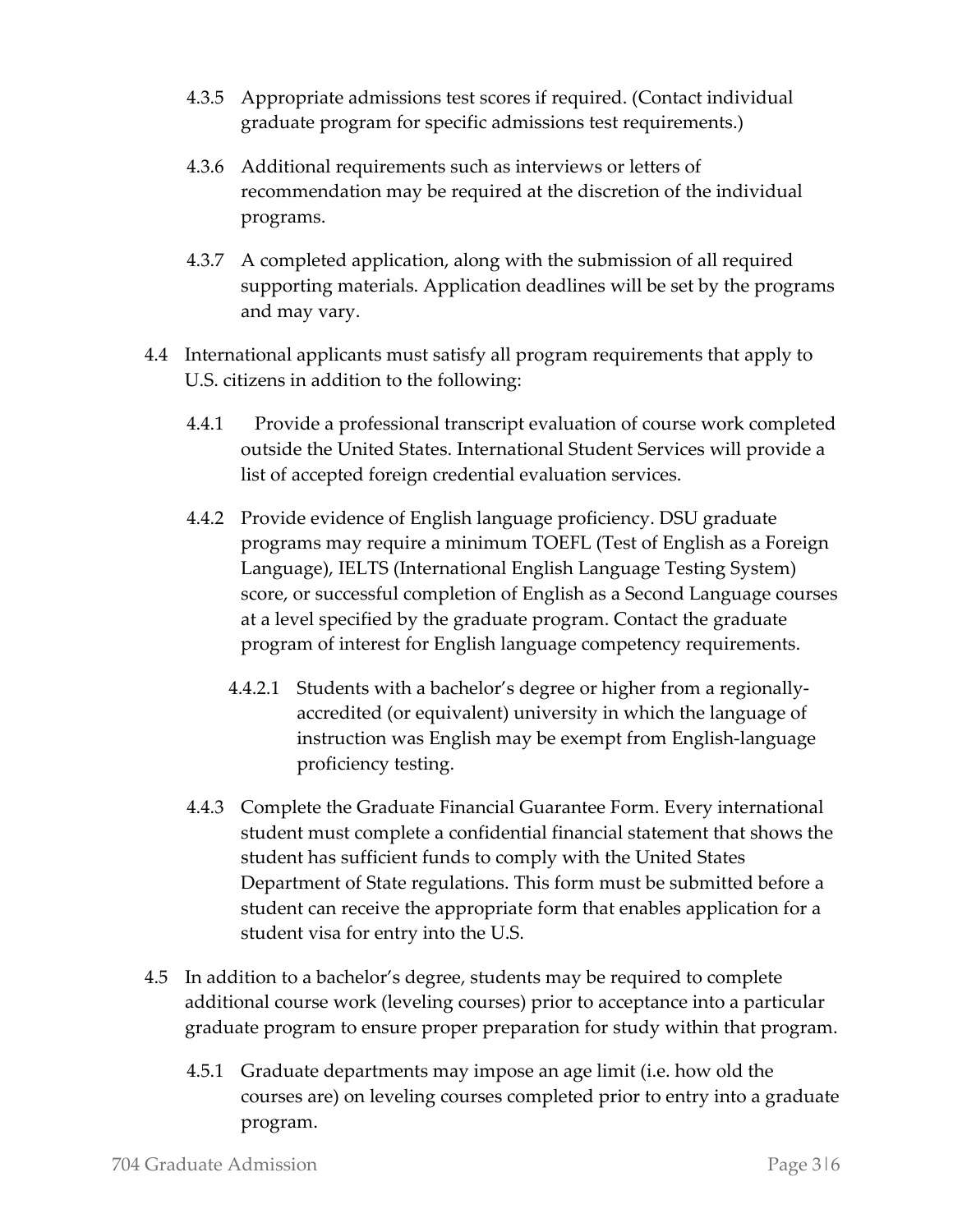4.3.5 Appropriate admissions test scores if required. (Contact individual graduate program for specific admissions test requirements.)

4.3.6 Additional requirements such as interviews or letters of recommendation may be required at the discretion of the individual programs.

4.3.7 A completed application, along with the submission of all required supporting materials. Application deadlines will be set by the programs and may vary.

4.4 International applicants must satisfy all program requirements that apply to U.S. citizens in addition to the following:

4.4.1 Provide a professional transcript evaluation of course work completed outside the United States. International Student Services will provide a list of accepted foreign credential evaluation services.

4.4.2 Provide evidence of English language proficiency. DSU graduate programs may require a minimum TOEFL (Test of English as a Foreign Language), IELTS (International English Language Testing System) score, or successful completion of English as a Second Language courses at a level specified by the graduate program. Contact the graduate program of interest for English language competency requirements.

4.4.2.1 Students with a bachelor's degree or higher from a regionally-accredited (or equivalent) university in which the language of instruction was English may be exempt from English-language proficiency testing.

4.4.3 Complete the Graduate Financial Guarantee Form. Every international student must complete a confidential financial statement that shows the student has sufficient funds to comply with the United States Department of State regulations. This form must be submitted before a student can receive the appropriate form that enables application for a student visa for entry into the U.S.

4.5 In addition to a bachelor's degree, students may be required to complete additional course work (leveling courses) prior to acceptance into a particular graduate program to ensure proper preparation for study within that program.

4.5.1 Graduate departments may impose an age limit (i.e. how old the courses are) on leveling courses completed prior to entry into a graduate program.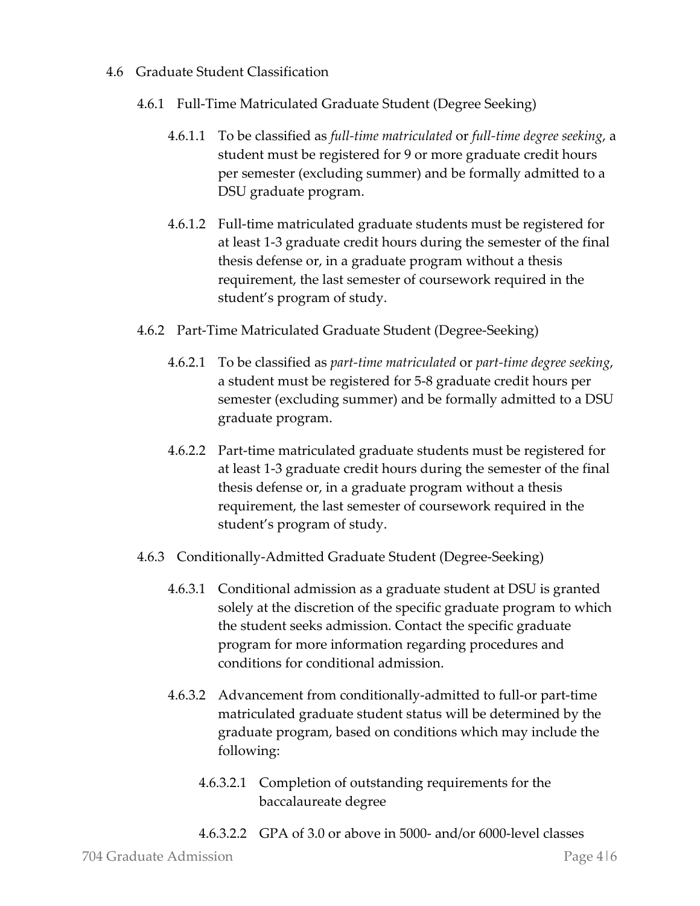4.6 Graduate Student Classification

4.6.1 Full-Time Matriculated Graduate Student (Degree Seeking)

4.6.1.1 To be classified as *full-time matriculated* or *full-time degree seeking*, a student must be registered for 9 or more graduate credit hours per semester (excluding summer) and be formally admitted to a DSU graduate program.

4.6.1.2 Full-time matriculated graduate students must be registered for at least 1-3 graduate credit hours during the semester of the final thesis defense or, in a graduate program without a thesis requirement, the last semester of coursework required in the student's program of study.

4.6.2 Part-Time Matriculated Graduate Student (Degree-Seeking)

4.6.2.1 To be classified as *part-time matriculated* or *part-time degree seeking*, a student must be registered for 5-8 graduate credit hours per semester (excluding summer) and be formally admitted to a DSU graduate program.

4.6.2.2 Part-time matriculated graduate students must be registered for at least 1-3 graduate credit hours during the semester of the final thesis defense or, in a graduate program without a thesis requirement, the last semester of coursework required in the student's program of study.

4.6.3 Conditionally-Admitted Graduate Student (Degree-Seeking)

4.6.3.1 Conditional admission as a graduate student at DSU is granted solely at the discretion of the specific graduate program to which the student seeks admission. Contact the specific graduate program for more information regarding procedures and conditions for conditional admission.

4.6.3.2 Advancement from conditionally-admitted to full-or part-time matriculated graduate student status will be determined by the graduate program, based on conditions which may include the following:

4.6.3.2.1 Completion of outstanding requirements for the baccalaureate degree

4.6.3.2.2 GPA of 3.0 or above in 5000- and/or 6000-level classes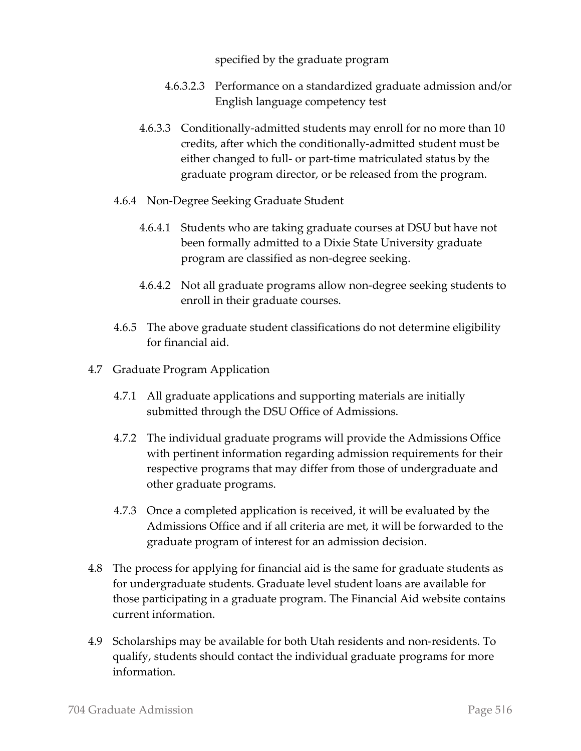specified by the graduate program

4.6.3.2.3 Performance on a standardized graduate admission and/or English language competency test

4.6.3.3 Conditionally-admitted students may enroll for no more than 10 credits, after which the conditionally-admitted student must be either changed to full- or part-time matriculated status by the graduate program director, or be released from the program.

4.6.4 Non-Degree Seeking Graduate Student

4.6.4.1 Students who are taking graduate courses at DSU but have not been formally admitted to a Dixie State University graduate program are classified as non-degree seeking.

4.6.4.2 Not all graduate programs allow non-degree seeking students to enroll in their graduate courses.

4.6.5 The above graduate student classifications do not determine eligibility for financial aid.

4.7 Graduate Program Application

4.7.1 All graduate applications and supporting materials are initially submitted through the DSU Office of Admissions.

4.7.2 The individual graduate programs will provide the Admissions Office with pertinent information regarding admission requirements for their respective programs that may differ from those of undergraduate and other graduate programs.

4.7.3 Once a completed application is received, it will be evaluated by the Admissions Office and if all criteria are met, it will be forwarded to the graduate program of interest for an admission decision.

4.8 The process for applying for financial aid is the same for graduate students as for undergraduate students. Graduate level student loans are available for those participating in a graduate program. The Financial Aid website contains current information.

4.9 Scholarships may be available for both Utah residents and non-residents. To qualify, students should contact the individual graduate programs for more information.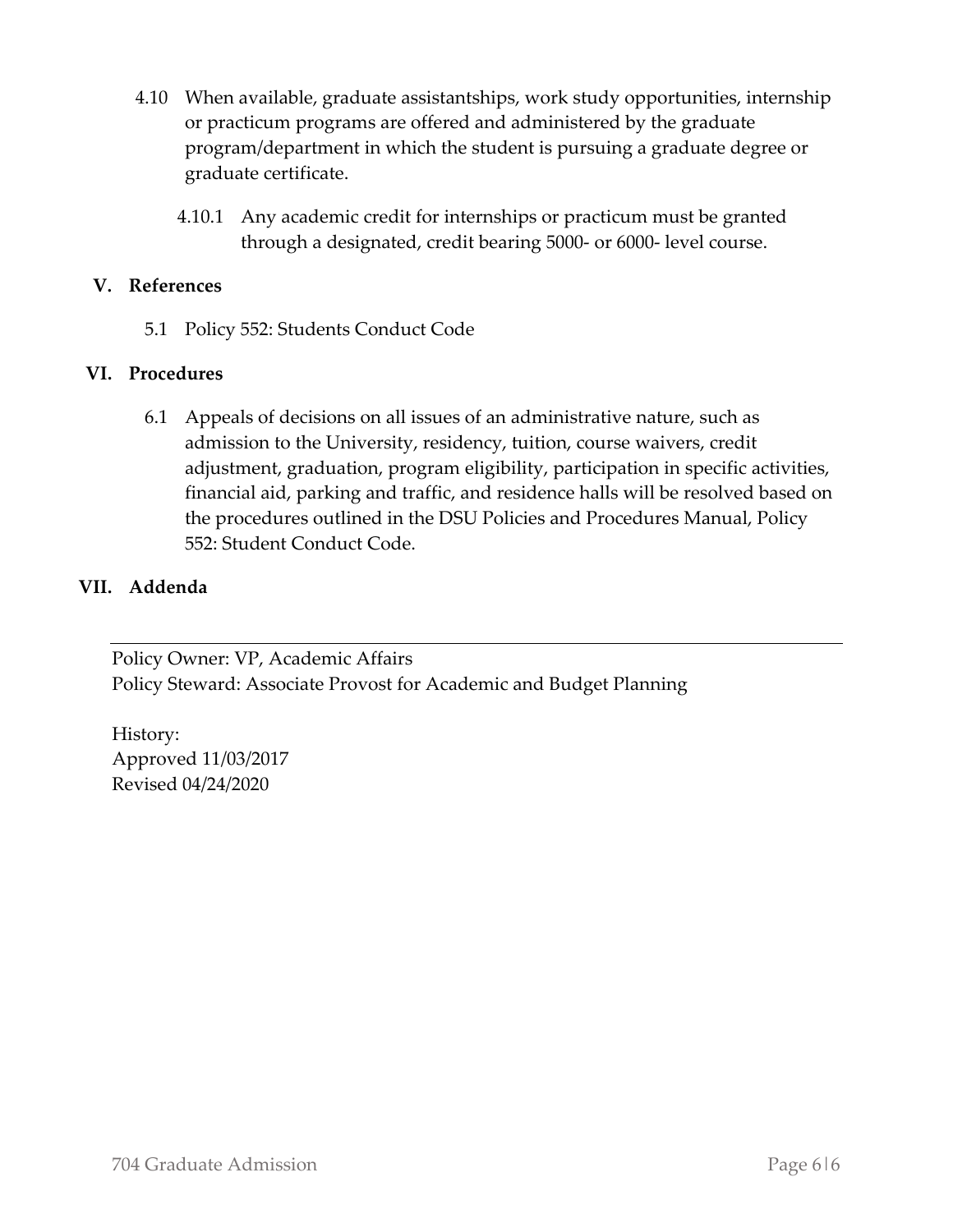4.10 When available, graduate assistantships, work study opportunities, internship or practicum programs are offered and administered by the graduate program/department in which the student is pursuing a graduate degree or graduate certificate.

4.10.1 Any academic credit for internships or practicum must be granted through a designated, credit bearing 5000- or 6000- level course.

## V. References

5.1 Policy 552: Students Conduct Code

## VI. Procedures

6.1 Appeals of decisions on all issues of an administrative nature, such as admission to the University, residency, tuition, course waivers, credit adjustment, graduation, program eligibility, participation in specific activities, financial aid, parking and traffic, and residence halls will be resolved based on the procedures outlined in the DSU Policies and Procedures Manual, Policy 552: Student Conduct Code.

## VII. Addenda

---

Policy Owner: VP, Academic Affairs
Policy Steward: Associate Provost for Academic and Budget Planning

History:
Approved 11/03/2017
Revised 04/24/2020